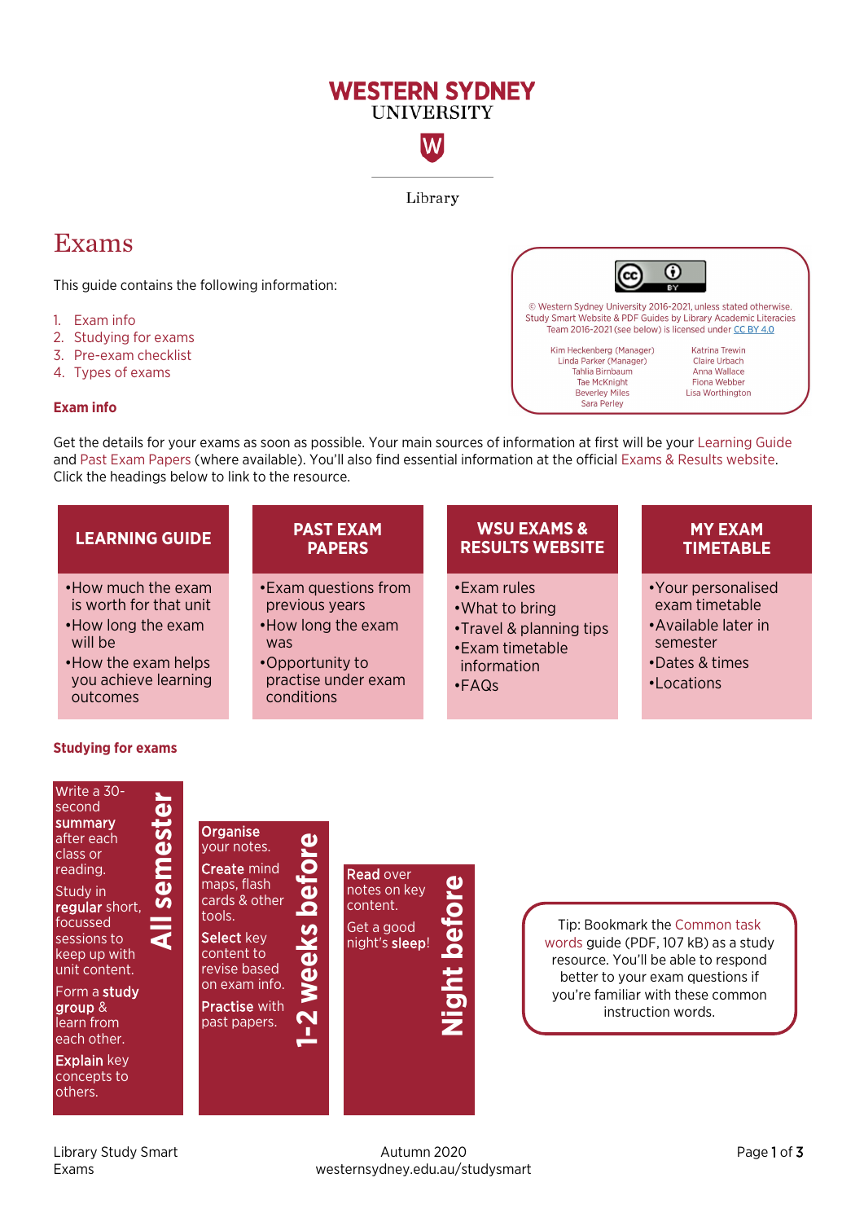WESTERN SYDNEY UNIVERSITY

Library

# Exams

This guide contains the following information:

1. Exam info
2. Studying for exams
3. Pre-exam checklist
4. Types of exams

© Western Sydney University 2016-2021, unless stated otherwise. Study Smart Website & PDF Guides by Library Academic Literacies Team 2016-2021 (see below) is licensed under CC BY 4.0

Kim Heckenberg (Manager), Linda Parker (Manager), Tahlia Birnbaum, Tae McKnight, Beverley Miles, Sara Perley, Katrina Trewin, Claire Urbach, Anna Wallace, Fiona Webber, Lisa Worthington

## Exam info

Get the details for your exams as soon as possible. Your main sources of information at first will be your Learning Guide and Past Exam Papers (where available). You'll also find essential information at the official Exams & Results website. Click the headings below to link to the resource.

| LEARNING GUIDE | PAST EXAM PAPERS | WSU EXAMS & RESULTS WEBSITE | MY EXAM TIMETABLE |
|---|---|---|---|
| •How much the exam is worth for that unit<br>•How long the exam will be<br>•How the exam helps you achieve learning outcomes | •Exam questions from previous years<br>•How long the exam was<br>•Opportunity to practise under exam conditions | •Exam rules<br>•What to bring<br>•Travel & planning tips<br>•Exam timetable information<br>•FAQs | •Your personalised exam timetable<br>•Available later in semester<br>•Dates & times<br>•Locations |

## Studying for exams

**All semester**

Write a 30-second **summary** after each class or reading.

Study in **regular** short, focussed sessions to keep up with unit content.

Form a **study group** & learn from each other.

**Explain** key concepts to others.

**1-2 weeks before**

**Organise** your notes.

**Create** mind maps, flash cards & other tools.

**Select** key content to revise based on exam info.

**Practise** with past papers.

**Night before**

**Read** over notes on key content.

Get a good night's **sleep**!

Tip: Bookmark the Common task words guide (PDF, 107 kB) as a study resource. You'll be able to respond better to your exam questions if you're familiar with these common instruction words.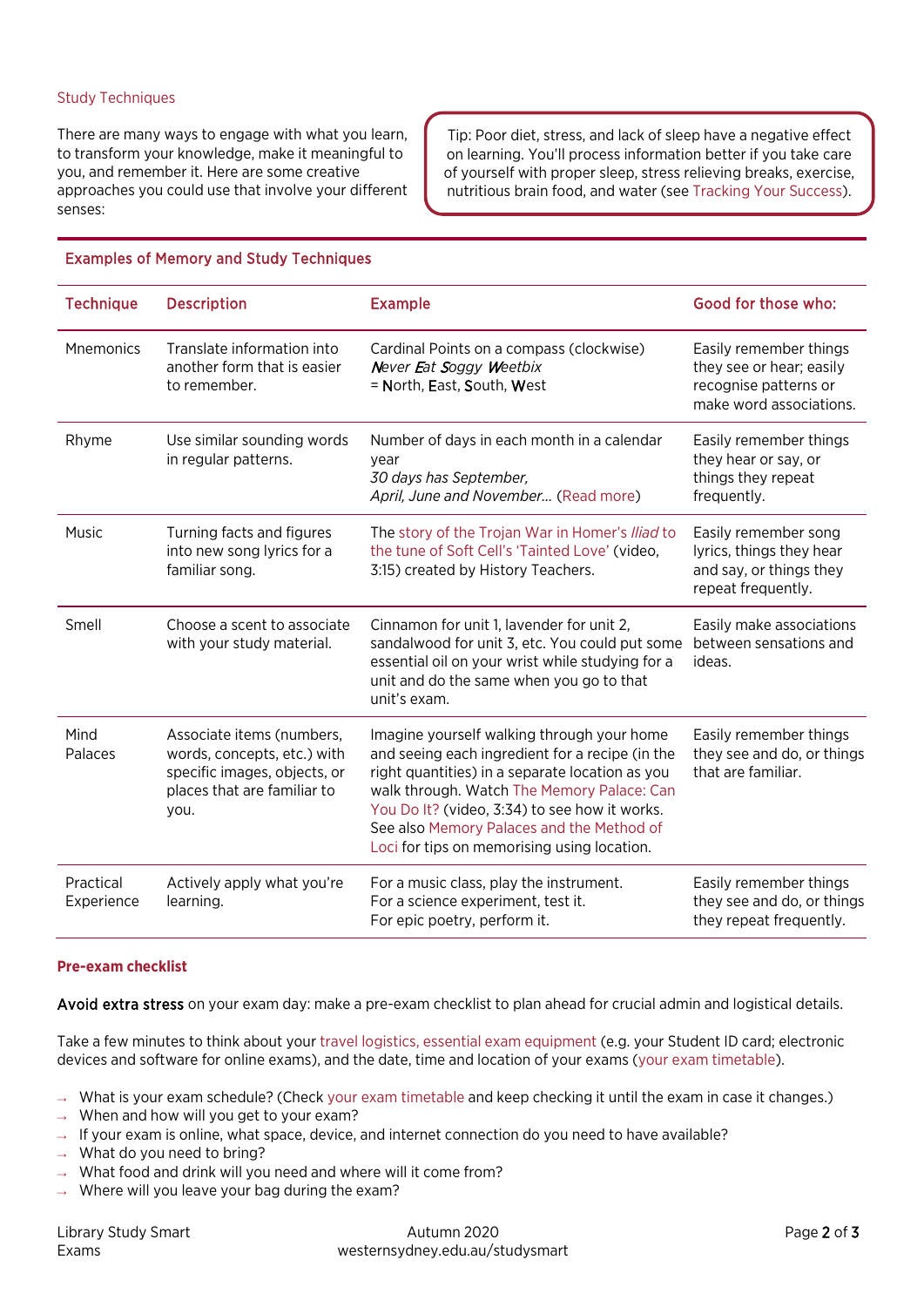## Study Techniques

There are many ways to engage with what you learn, to transform your knowledge, make it meaningful to you, and remember it. Here are some creative approaches you could use that involve your different senses:

Tip: Poor diet, stress, and lack of sleep have a negative effect on learning. You'll process information better if you take care of yourself with proper sleep, stress relieving breaks, exercise, nutritious brain food, and water (see Tracking Your Success).

### Examples of Memory and Study Techniques

| Technique | Description | Example | Good for those who: |
|---|---|---|---|
| Mnemonics | Translate information into another form that is easier to remember. | Cardinal Points on a compass (clockwise) *Never Eat Soggy Weetbix* = North, East, South, West | Easily remember things they see or hear; easily recognise patterns or make word associations. |
| Rhyme | Use similar sounding words in regular patterns. | Number of days in each month in a calendar year *30 days has September, April, June and November...* (Read more) | Easily remember things they hear or say, or things they repeat frequently. |
| Music | Turning facts and figures into new song lyrics for a familiar song. | The story of the Trojan War in Homer's *Iliad* to the tune of Soft Cell's 'Tainted Love' (video, 3:15) created by History Teachers. | Easily remember song lyrics, things they hear and say, or things they repeat frequently. |
| Smell | Choose a scent to associate with your study material. | Cinnamon for unit 1, lavender for unit 2, sandalwood for unit 3, etc. You could put some essential oil on your wrist while studying for a unit and do the same when you go to that unit's exam. | Easily make associations between sensations and ideas. |
| Mind Palaces | Associate items (numbers, words, concepts, etc.) with specific images, objects, or places that are familiar to you. | Imagine yourself walking through your home and seeing each ingredient for a recipe (in the right quantities) in a separate location as you walk through. Watch The Memory Palace: Can You Do It? (video, 3:34) to see how it works. See also Memory Palaces and the Method of Loci for tips on memorising using location. | Easily remember things they see and do, or things that are familiar. |
| Practical Experience | Actively apply what you're learning. | For a music class, play the instrument. For a science experiment, test it. For epic poetry, perform it. | Easily remember things they see and do, or things they repeat frequently. |

### Pre-exam checklist

**Avoid extra stress** on your exam day: make a pre-exam checklist to plan ahead for crucial admin and logistical details.

Take a few minutes to think about your travel logistics, essential exam equipment (e.g. your Student ID card; electronic devices and software for online exams), and the date, time and location of your exams (your exam timetable).

- What is your exam schedule? (Check your exam timetable and keep checking it until the exam in case it changes.)
- When and how will you get to your exam?
- If your exam is online, what space, device, and internet connection do you need to have available?
- What do you need to bring?
- What food and drink will you need and where will it come from?
- Where will you leave your bag during the exam?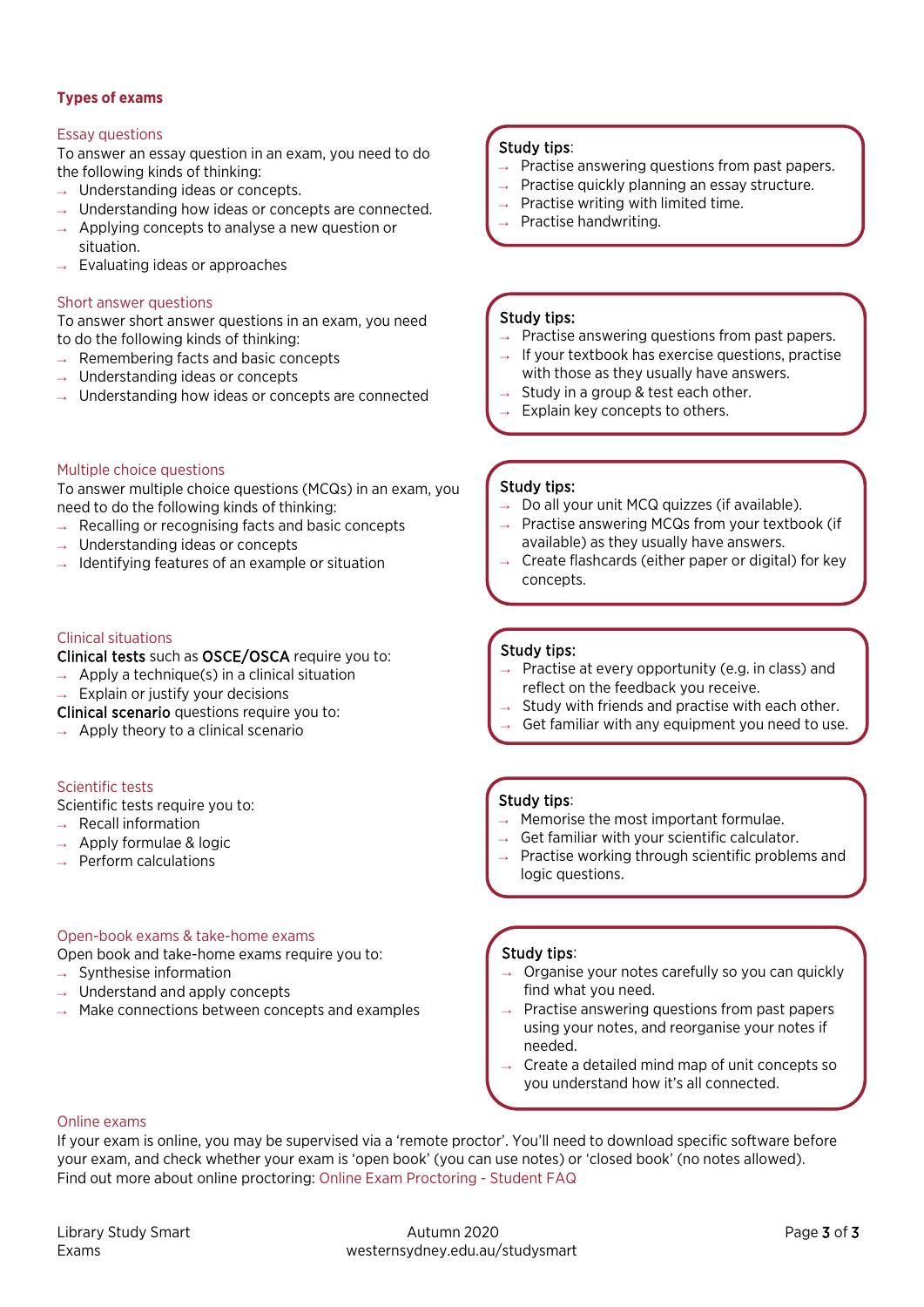## Types of exams

### Essay questions

To answer an essay question in an exam, you need to do the following kinds of thinking:

- Understanding ideas or concepts.
- Understanding how ideas or concepts are connected.
- Applying concepts to analyse a new question or situation.
- Evaluating ideas or approaches

Study tips:

- Practise answering questions from past papers.
- Practise quickly planning an essay structure.
- Practise writing with limited time.
- Practise handwriting.

### Short answer questions

To answer short answer questions in an exam, you need to do the following kinds of thinking:

- Remembering facts and basic concepts
- Understanding ideas or concepts
- Understanding how ideas or concepts are connected

Study tips:

- Practise answering questions from past papers.
- If your textbook has exercise questions, practise with those as they usually have answers.
- Study in a group & test each other.
- Explain key concepts to others.

### Multiple choice questions

To answer multiple choice questions (MCQs) in an exam, you need to do the following kinds of thinking:

- Recalling or recognising facts and basic concepts
- Understanding ideas or concepts
- Identifying features of an example or situation

Study tips:

- Do all your unit MCQ quizzes (if available).
- Practise answering MCQs from your textbook (if available) as they usually have answers.
- Create flashcards (either paper or digital) for key concepts.

### Clinical situations

**Clinical tests** such as **OSCE/OSCA** require you to:

- Apply a technique(s) in a clinical situation
- Explain or justify your decisions

**Clinical scenario** questions require you to:

- Apply theory to a clinical scenario

Study tips:

- Practise at every opportunity (e.g. in class) and reflect on the feedback you receive.
- Study with friends and practise with each other.
- Get familiar with any equipment you need to use.

### Scientific tests

Scientific tests require you to:

- Recall information
- Apply formulae & logic
- Perform calculations

Study tips:

- Memorise the most important formulae.
- Get familiar with your scientific calculator.
- Practise working through scientific problems and logic questions.

### Open-book exams & take-home exams

Open book and take-home exams require you to:

- Synthesise information
- Understand and apply concepts
- Make connections between concepts and examples

Study tips:

- Organise your notes carefully so you can quickly find what you need.
- Practise answering questions from past papers using your notes, and reorganise your notes if needed.
- Create a detailed mind map of unit concepts so you understand how it's all connected.

### Online exams

If your exam is online, you may be supervised via a 'remote proctor'. You'll need to download specific software before your exam, and check whether your exam is 'open book' (you can use notes) or 'closed book' (no notes allowed). Find out more about online proctoring: Online Exam Proctoring - Student FAQ